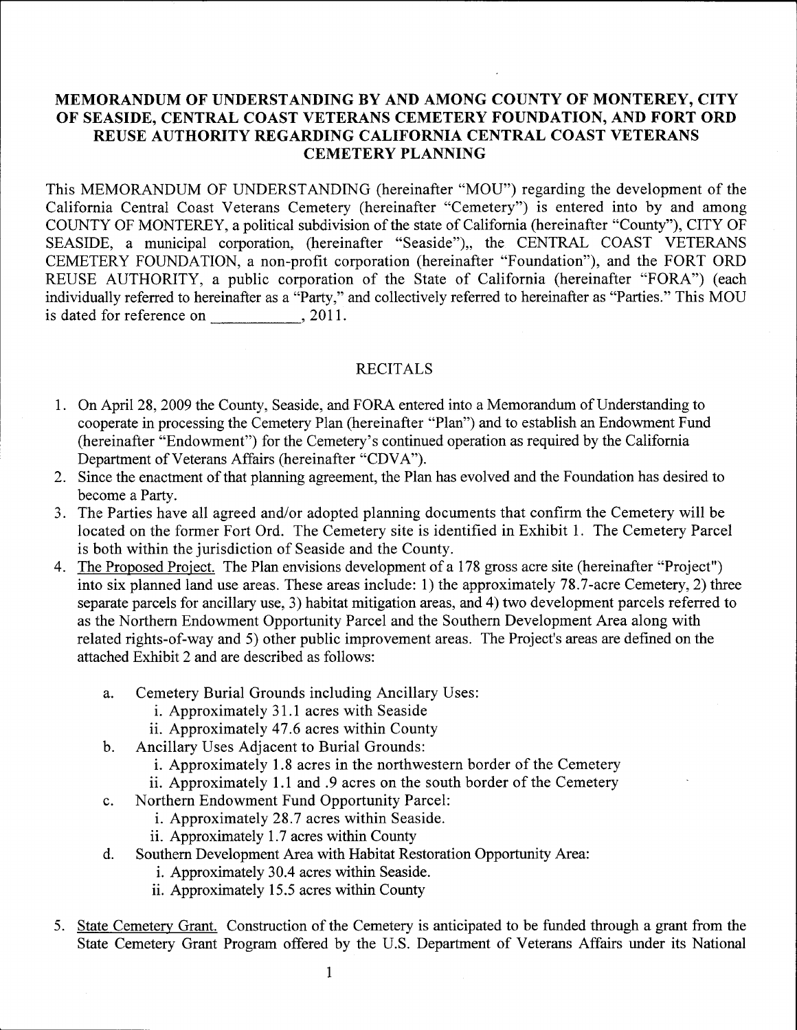# MEMORANDUM OF UNDERSTANDING BY AND AMONG COUNTY OF MONTEREY, CITY OF SEASIDE, CENTRAL COAST VETERANS CEMETERY FOUNDATION, AND FORT ORD REUSE AUTHORITY REGARDING CALIFORNIA CENTRAL COAST VETERANS CEMETERY PLANNING

This MEMORANDUM OF UNDERSTANDING (hereinafter "MOU") regarding the development of the California Central Coast Veterans Cemetery (hereinafter "Cemetery") is entered into by and among COUNTY OF MONTEREY, a political subdivision of the state of California (hereinafter "County"), CITY OF SEASIDE, a municipal corporation, (hereinafter "Seaside"),, the CENTRAL COAST VETERANS CEMETERY FOUNDATION, a non-profit corporation (hereinafter "Foundation"), and the FORT ORD REUSE AUTHORITY, a public corporation of the State of California (hereinafter "FORA") (each individually referred to hereinafter as a "Party," and collectively referred to hereinafter as "Parties." This MOU is dated for reference on ___________, 2011.

## RECITALS

1. On April 28, 2009 the County, Seaside, and FORA entered into a Memorandum of Understanding to cooperate in processing the Cemetery Plan (hereinafter "Plan") and to establish an Endowment Fund (hereinafter "Endowment") for the Cemetery's continued operation as required by the California Department of Veterans Affairs (hereinafter "CDVA").
2. Since the enactment of that planning agreement, the Plan has evolved and the Foundation has desired to become a Party.
3. The Parties have all agreed and/or adopted planning documents that confirm the Cemetery will be located on the former Fort Ord. The Cemetery site is identified in Exhibit 1. The Cemetery Parcel is both within the jurisdiction of Seaside and the County.
4. The Proposed Project. The Plan envisions development of a 178 gross acre site (hereinafter "Project") into six planned land use areas. These areas include: 1) the approximately 78.7-acre Cemetery, 2) three separate parcels for ancillary use, 3) habitat mitigation areas, and 4) two development parcels referred to as the Northern Endowment Opportunity Parcel and the Southern Development Area along with related rights-of-way and 5) other public improvement areas. The Project's areas are defined on the attached Exhibit 2 and are described as follows:
   a. Cemetery Burial Grounds including Ancillary Uses:
      i. Approximately 31.1 acres with Seaside
      ii. Approximately 47.6 acres within County
   b. Ancillary Uses Adjacent to Burial Grounds:
      i. Approximately 1.8 acres in the northwestern border of the Cemetery
      ii. Approximately 1.1 and .9 acres on the south border of the Cemetery
   c. Northern Endowment Fund Opportunity Parcel:
      i. Approximately 28.7 acres within Seaside.
      ii. Approximately 1.7 acres within County
   d. Southern Development Area with Habitat Restoration Opportunity Area:
      i. Approximately 30.4 acres within Seaside.
      ii. Approximately 15.5 acres within County
5. State Cemetery Grant. Construction of the Cemetery is anticipated to be funded through a grant from the State Cemetery Grant Program offered by the U.S. Department of Veterans Affairs under its National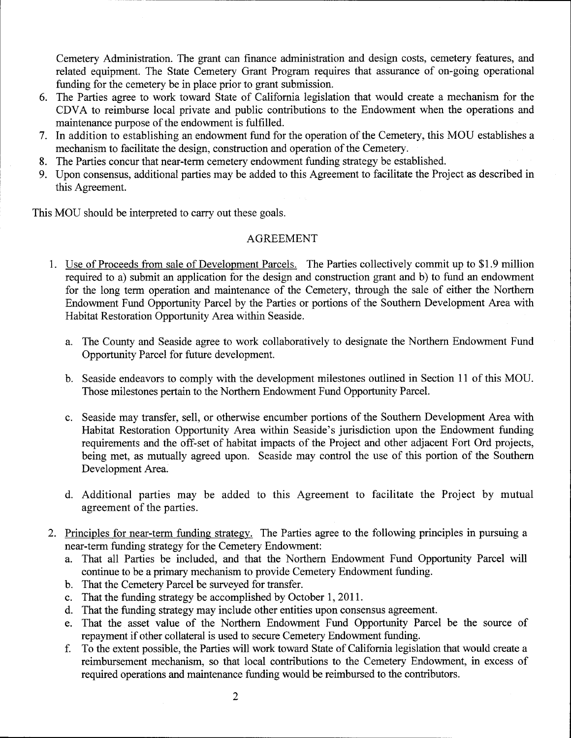Cemetery Administration. The grant can finance administration and design costs, cemetery features, and related equipment. The State Cemetery Grant Program requires that assurance of on-going operational funding for the cemetery be in place prior to grant submission.

6. The Parties agree to work toward State of California legislation that would create a mechanism for the CDVA to reimburse local private and public contributions to the Endowment when the operations and maintenance purpose of the endowment is fulfilled.
7. In addition to establishing an endowment fund for the operation of the Cemetery, this MOU establishes a mechanism to facilitate the design, construction and operation of the Cemetery.
8. The Parties concur that near-term cemetery endowment funding strategy be established.
9. Upon consensus, additional parties may be added to this Agreement to facilitate the Project as described in this Agreement.

This MOU should be interpreted to carry out these goals.

## AGREEMENT

1. Use of Proceeds from sale of Development Parcels. The Parties collectively commit up to $1.9 million required to a) submit an application for the design and construction grant and b) to fund an endowment for the long term operation and maintenance of the Cemetery, through the sale of either the Northern Endowment Fund Opportunity Parcel by the Parties or portions of the Southern Development Area with Habitat Restoration Opportunity Area within Seaside.

   a. The County and Seaside agree to work collaboratively to designate the Northern Endowment Fund Opportunity Parcel for future development.

   b. Seaside endeavors to comply with the development milestones outlined in Section 11 of this MOU. Those milestones pertain to the Northern Endowment Fund Opportunity Parcel.

   c. Seaside may transfer, sell, or otherwise encumber portions of the Southern Development Area with Habitat Restoration Opportunity Area within Seaside's jurisdiction upon the Endowment funding requirements and the off-set of habitat impacts of the Project and other adjacent Fort Ord projects, being met, as mutually agreed upon. Seaside may control the use of this portion of the Southern Development Area.

   d. Additional parties may be added to this Agreement to facilitate the Project by mutual agreement of the parties.

2. Principles for near-term funding strategy. The Parties agree to the following principles in pursuing a near-term funding strategy for the Cemetery Endowment:
   a. That all Parties be included, and that the Northern Endowment Fund Opportunity Parcel will continue to be a primary mechanism to provide Cemetery Endowment funding.
   b. That the Cemetery Parcel be surveyed for transfer.
   c. That the funding strategy be accomplished by October 1, 2011.
   d. That the funding strategy may include other entities upon consensus agreement.
   e. That the asset value of the Northern Endowment Fund Opportunity Parcel be the source of repayment if other collateral is used to secure Cemetery Endowment funding.
   f. To the extent possible, the Parties will work toward State of California legislation that would create a reimbursement mechanism, so that local contributions to the Cemetery Endowment, in excess of required operations and maintenance funding would be reimbursed to the contributors.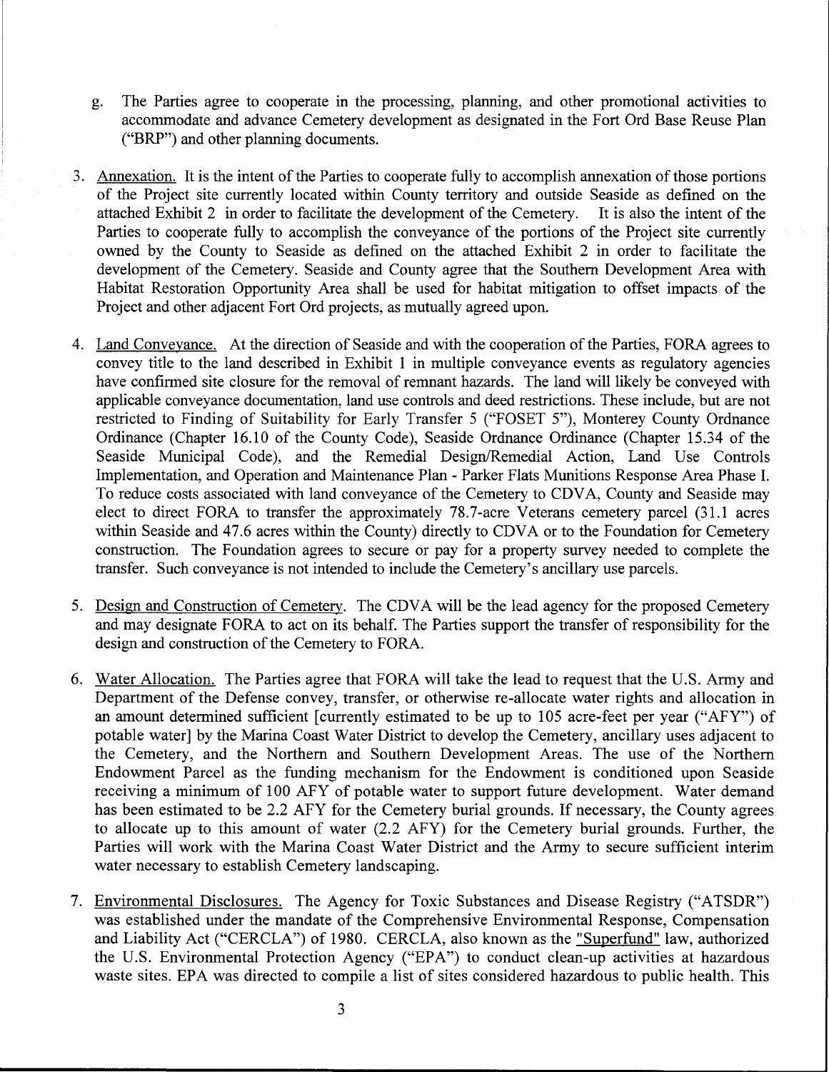g. The Parties agree to cooperate in the processing, planning, and other promotional activities to accommodate and advance Cemetery development as designated in the Fort Ord Base Reuse Plan ("BRP") and other planning documents.

3. Annexation. It is the intent of the Parties to cooperate fully to accomplish annexation of those portions of the Project site currently located within County territory and outside Seaside as defined on the attached Exhibit 2 in order to facilitate the development of the Cemetery. It is also the intent of the Parties to cooperate fully to accomplish the conveyance of the portions of the Project site currently owned by the County to Seaside as defined on the attached Exhibit 2 in order to facilitate the development of the Cemetery. Seaside and County agree that the Southern Development Area with Habitat Restoration Opportunity Area shall be used for habitat mitigation to offset impacts of the Project and other adjacent Fort Ord projects, as mutually agreed upon.

4. Land Conveyance. At the direction of Seaside and with the cooperation of the Parties, FORA agrees to convey title to the land described in Exhibit 1 in multiple conveyance events as regulatory agencies have confirmed site closure for the removal of remnant hazards. The land will likely be conveyed with applicable conveyance documentation, land use controls and deed restrictions. These include, but are not restricted to Finding of Suitability for Early Transfer 5 ("FOSET 5"), Monterey County Ordnance Ordinance (Chapter 16.10 of the County Code), Seaside Ordnance Ordinance (Chapter 15.34 of the Seaside Municipal Code), and the Remedial Design/Remedial Action, Land Use Controls Implementation, and Operation and Maintenance Plan - Parker Flats Munitions Response Area Phase I. To reduce costs associated with land conveyance of the Cemetery to CDVA, County and Seaside may elect to direct FORA to transfer the approximately 78.7-acre Veterans cemetery parcel (31.1 acres within Seaside and 47.6 acres within the County) directly to CDVA or to the Foundation for Cemetery construction. The Foundation agrees to secure or pay for a property survey needed to complete the transfer. Such conveyance is not intended to include the Cemetery's ancillary use parcels.

5. Design and Construction of Cemetery. The CDVA will be the lead agency for the proposed Cemetery and may designate FORA to act on its behalf. The Parties support the transfer of responsibility for the design and construction of the Cemetery to FORA.

6. Water Allocation. The Parties agree that FORA will take the lead to request that the U.S. Army and Department of the Defense convey, transfer, or otherwise re-allocate water rights and allocation in an amount determined sufficient [currently estimated to be up to 105 acre-feet per year ("AFY") of potable water] by the Marina Coast Water District to develop the Cemetery, ancillary uses adjacent to the Cemetery, and the Northern and Southern Development Areas. The use of the Northern Endowment Parcel as the funding mechanism for the Endowment is conditioned upon Seaside receiving a minimum of 100 AFY of potable water to support future development. Water demand has been estimated to be 2.2 AFY for the Cemetery burial grounds. If necessary, the County agrees to allocate up to this amount of water (2.2 AFY) for the Cemetery burial grounds. Further, the Parties will work with the Marina Coast Water District and the Army to secure sufficient interim water necessary to establish Cemetery landscaping.

7. Environmental Disclosures. The Agency for Toxic Substances and Disease Registry ("ATSDR") was established under the mandate of the Comprehensive Environmental Response, Compensation and Liability Act ("CERCLA") of 1980. CERCLA, also known as the "Superfund" law, authorized the U.S. Environmental Protection Agency ("EPA") to conduct clean-up activities at hazardous waste sites. EPA was directed to compile a list of sites considered hazardous to public health. This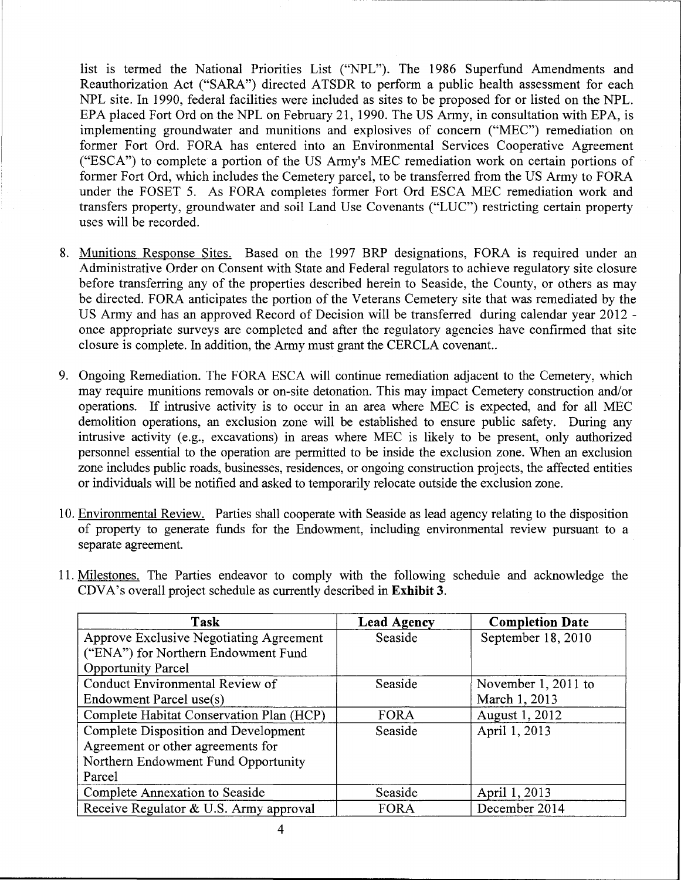list is termed the National Priorities List ("NPL"). The 1986 Superfund Amendments and Reauthorization Act ("SARA") directed ATSDR to perform a public health assessment for each NPL site. In 1990, federal facilities were included as sites to be proposed for or listed on the NPL. EPA placed Fort Ord on the NPL on February 21, 1990. The US Army, in consultation with EPA, is implementing groundwater and munitions and explosives of concern ("MEC") remediation on former Fort Ord. FORA has entered into an Environmental Services Cooperative Agreement ("ESCA") to complete a portion of the US Army's MEC remediation work on certain portions of former Fort Ord, which includes the Cemetery parcel, to be transferred from the US Army to FORA under the FOSET 5. As FORA completes former Fort Ord ESCA MEC remediation work and transfers property, groundwater and soil Land Use Covenants ("LUC") restricting certain property uses will be recorded.

8. Munitions Response Sites. Based on the 1997 BRP designations, FORA is required under an Administrative Order on Consent with State and Federal regulators to achieve regulatory site closure before transferring any of the properties described herein to Seaside, the County, or others as may be directed. FORA anticipates the portion of the Veterans Cemetery site that was remediated by the US Army and has an approved Record of Decision will be transferred during calendar year 2012 - once appropriate surveys are completed and after the regulatory agencies have confirmed that site closure is complete. In addition, the Army must grant the CERCLA covenant..

9. Ongoing Remediation. The FORA ESCA will continue remediation adjacent to the Cemetery, which may require munitions removals or on-site detonation. This may impact Cemetery construction and/or operations. If intrusive activity is to occur in an area where MEC is expected, and for all MEC demolition operations, an exclusion zone will be established to ensure public safety. During any intrusive activity (e.g., excavations) in areas where MEC is likely to be present, only authorized personnel essential to the operation are permitted to be inside the exclusion zone. When an exclusion zone includes public roads, businesses, residences, or ongoing construction projects, the affected entities or individuals will be notified and asked to temporarily relocate outside the exclusion zone.

10. Environmental Review. Parties shall cooperate with Seaside as lead agency relating to the disposition of property to generate funds for the Endowment, including environmental review pursuant to a separate agreement.

11. Milestones. The Parties endeavor to comply with the following schedule and acknowledge the CDVA's overall project schedule as currently described in **Exhibit 3**.

| Task | Lead Agency | Completion Date |
|---|---|---|
| Approve Exclusive Negotiating Agreement ("ENA") for Northern Endowment Fund Opportunity Parcel | Seaside | September 18, 2010 |
| Conduct Environmental Review of Endowment Parcel use(s) | Seaside | November 1, 2011 to March 1, 2013 |
| Complete Habitat Conservation Plan (HCP) | FORA | August 1, 2012 |
| Complete Disposition and Development Agreement or other agreements for Northern Endowment Fund Opportunity Parcel | Seaside | April 1, 2013 |
| Complete Annexation to Seaside | Seaside | April 1, 2013 |
| Receive Regulator & U.S. Army approval | FORA | December 2014 |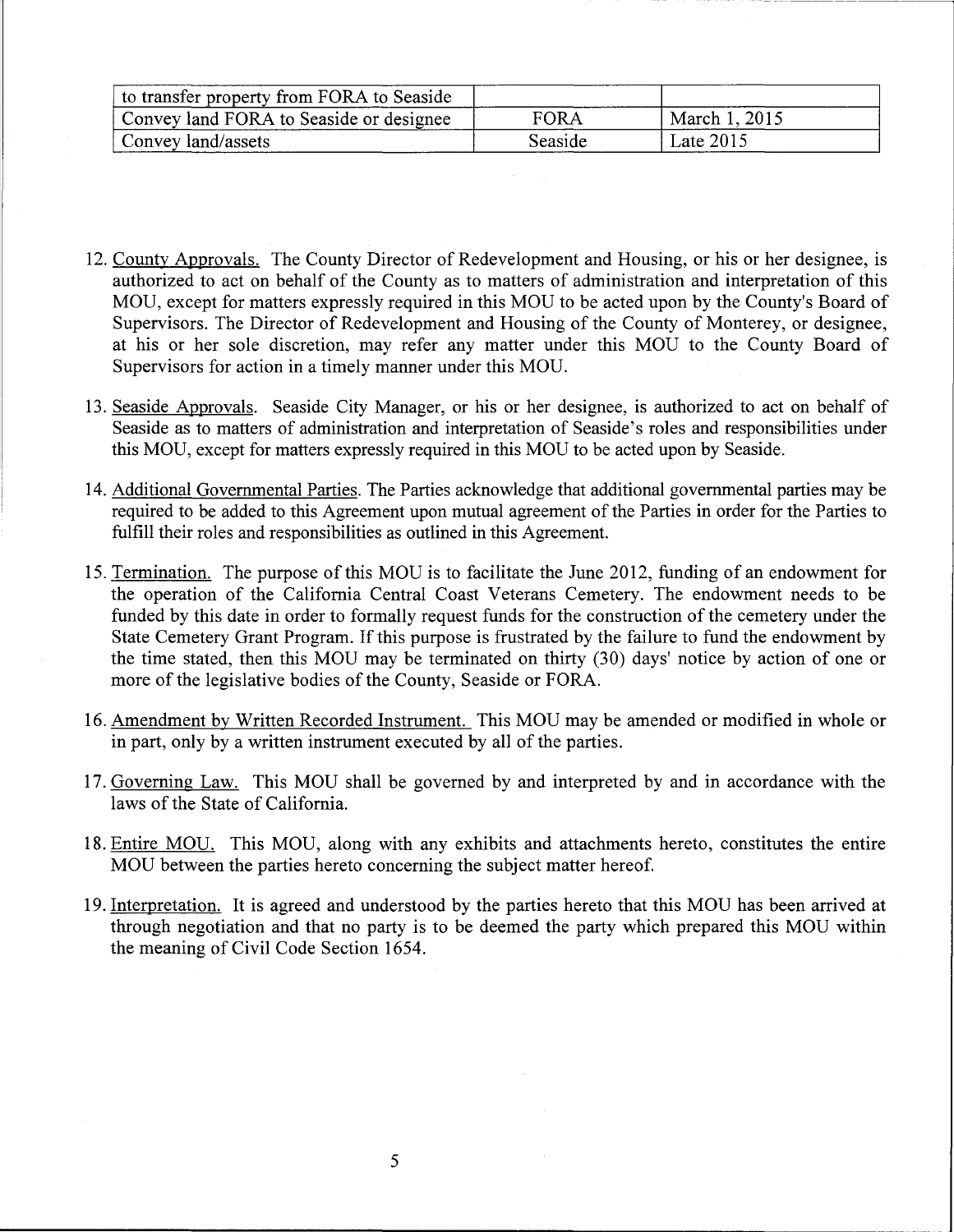| to transfer property from FORA to Seaside | | |
| --- | --- | --- |
| Convey land FORA to Seaside or designee | FORA | March 1, 2015 |
| Convey land/assets | Seaside | Late 2015 |

12. County Approvals. The County Director of Redevelopment and Housing, or his or her designee, is authorized to act on behalf of the County as to matters of administration and interpretation of this MOU, except for matters expressly required in this MOU to be acted upon by the County's Board of Supervisors. The Director of Redevelopment and Housing of the County of Monterey, or designee, at his or her sole discretion, may refer any matter under this MOU to the County Board of Supervisors for action in a timely manner under this MOU.

13. Seaside Approvals. Seaside City Manager, or his or her designee, is authorized to act on behalf of Seaside as to matters of administration and interpretation of Seaside's roles and responsibilities under this MOU, except for matters expressly required in this MOU to be acted upon by Seaside.

14. Additional Governmental Parties. The Parties acknowledge that additional governmental parties may be required to be added to this Agreement upon mutual agreement of the Parties in order for the Parties to fulfill their roles and responsibilities as outlined in this Agreement.

15. Termination. The purpose of this MOU is to facilitate the June 2012, funding of an endowment for the operation of the California Central Coast Veterans Cemetery. The endowment needs to be funded by this date in order to formally request funds for the construction of the cemetery under the State Cemetery Grant Program. If this purpose is frustrated by the failure to fund the endowment by the time stated, then this MOU may be terminated on thirty (30) days' notice by action of one or more of the legislative bodies of the County, Seaside or FORA.

16. Amendment by Written Recorded Instrument. This MOU may be amended or modified in whole or in part, only by a written instrument executed by all of the parties.

17. Governing Law. This MOU shall be governed by and interpreted by and in accordance with the laws of the State of California.

18. Entire MOU. This MOU, along with any exhibits and attachments hereto, constitutes the entire MOU between the parties hereto concerning the subject matter hereof.

19. Interpretation. It is agreed and understood by the parties hereto that this MOU has been arrived at through negotiation and that no party is to be deemed the party which prepared this MOU within the meaning of Civil Code Section 1654.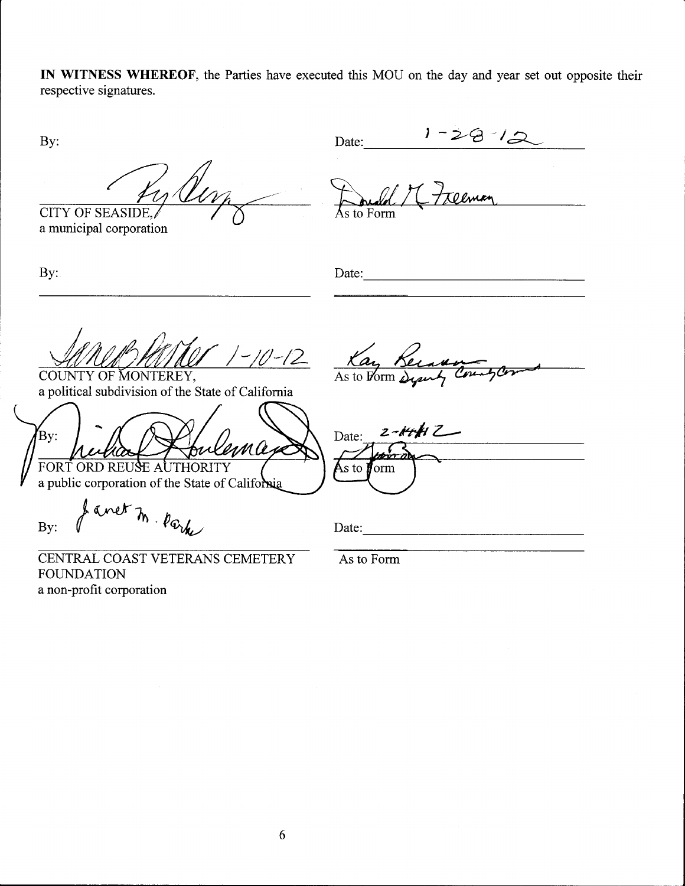**IN WITNESS WHEREOF**, the Parties have executed this MOU on the day and year set out opposite their respective signatures.

By:

CITY OF SEASIDE,
a municipal corporation

Date: 1-28-12

As to Form

By:

Date:

1-10-12

COUNTY OF MONTEREY,
a political subdivision of the State of California

As to Form Deputy County Counsel

By:

FORT ORD REUSE AUTHORITY
a public corporation of the State of California

Date: 2-##-12

As to Form

By: Janet M. Parke

CENTRAL COAST VETERANS CEMETERY FOUNDATION
a non-profit corporation

Date:

As to Form